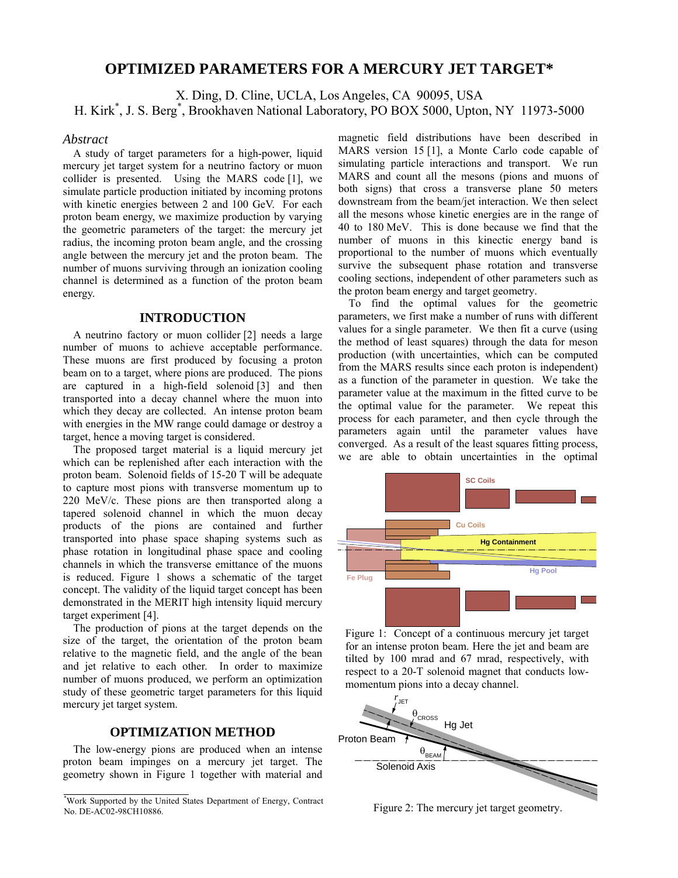# OPTIMIZED PARAMETERS FOR A MERCURY JET TARGET*

X. Ding, D. Cline, UCLA, Los Angeles, CA 90095, USA
H. Kirk*, J. S. Berg*, Brookhaven National Laboratory, PO BOX 5000, Upton, NY 11973-5000

### *Abstract*

A study of target parameters for a high-power, liquid mercury jet target system for a neutrino factory or muon collider is presented. Using the MARS code [1], we simulate particle production initiated by incoming protons with kinetic energies between 2 and 100 GeV. For each proton beam energy, we maximize production by varying the geometric parameters of the target: the mercury jet radius, the incoming proton beam angle, and the crossing angle between the mercury jet and the proton beam. The number of muons surviving through an ionization cooling channel is determined as a function of the proton beam energy.

## INTRODUCTION

A neutrino factory or muon collider [2] needs a large number of muons to achieve acceptable performance. These muons are first produced by focusing a proton beam on to a target, where pions are produced. The pions are captured in a high-field solenoid [3] and then transported into a decay channel where the muon into which they decay are collected. An intense proton beam with energies in the MW range could damage or destroy a target, hence a moving target is considered.

The proposed target material is a liquid mercury jet which can be replenished after each interaction with the proton beam. Solenoid fields of 15-20 T will be adequate to capture most pions with transverse momentum up to 220 MeV/c. These pions are then transported along a tapered solenoid channel in which the muon decay products of the pions are contained and further transported into phase space shaping systems such as phase rotation in longitudinal phase space and cooling channels in which the transverse emittance of the muons is reduced. Figure 1 shows a schematic of the target concept. The validity of the liquid target concept has been demonstrated in the MERIT high intensity liquid mercury target experiment [4].

The production of pions at the target depends on the size of the target, the orientation of the proton beam relative to the magnetic field, and the angle of the bean and jet relative to each other. In order to maximize number of muons produced, we perform an optimization study of these geometric target parameters for this liquid mercury jet target system.

## OPTIMIZATION METHOD

The low-energy pions are produced when an intense proton beam impinges on a mercury jet target. The geometry shown in Figure 1 together with material and magnetic field distributions have been described in MARS version 15 [1], a Monte Carlo code capable of simulating particle interactions and transport. We run MARS and count all the mesons (pions and muons of both signs) that cross a transverse plane 50 meters downstream from the beam/jet interaction. We then select all the mesons whose kinetic energies are in the range of 40 to 180 MeV. This is done because we find that the number of muons in this kinectic energy band is proportional to the number of muons which eventually survive the subsequent phase rotation and transverse cooling sections, independent of other parameters such as the proton beam energy and target geometry.

To find the optimal values for the geometric parameters, we first make a number of runs with different values for a single parameter. We then fit a curve (using the method of least squares) through the data for meson production (with uncertainties, which can be computed from the MARS results since each proton is independent) as a function of the parameter in question. We take the parameter value at the maximum in the fitted curve to be the optimal value for the parameter. We repeat this process for each parameter, and then cycle through the parameters again until the parameter values have converged. As a result of the least squares fitting process, we are able to obtain uncertainties in the optimal

Figure 1: Concept of a continuous mercury jet target for an intense proton beam. Here the jet and beam are tilted by 100 mrad and 67 mrad, respectively, with respect to a 20-T solenoid magnet that conducts low-momentum pions into a decay channel.

Figure 2: The mercury jet target geometry.

*Work Supported by the United States Department of Energy, Contract No. DE-AC02-98CH10886.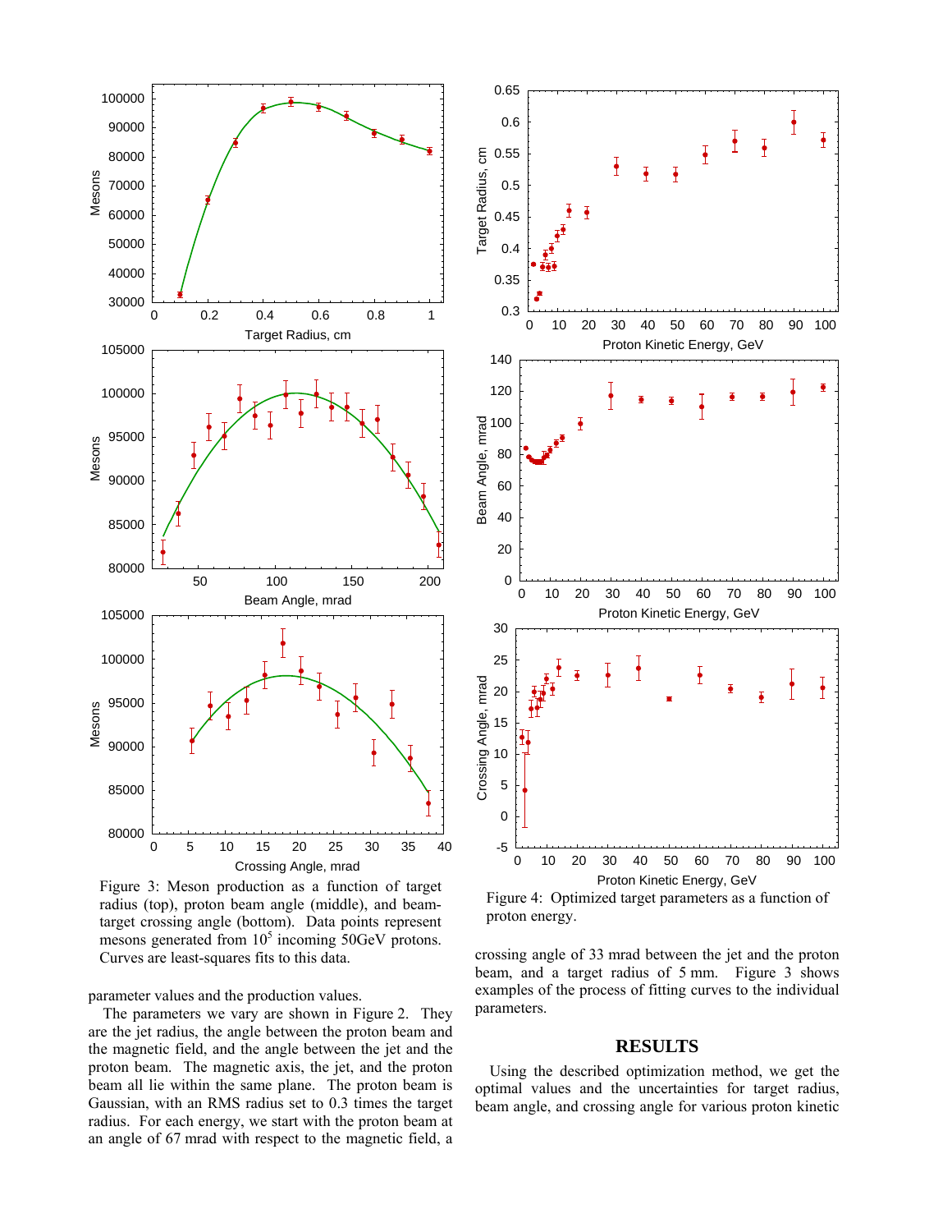Figure 3: Meson production as a function of target radius (top), proton beam angle (middle), and beam-target crossing angle (bottom). Data points represent mesons generated from $10^5$ incoming 50GeV protons. Curves are least-squares fits to this data.

Figure 4: Optimized target parameters as a function of proton energy.

parameter values and the production values.

The parameters we vary are shown in Figure 2. They are the jet radius, the angle between the proton beam and the magnetic field, and the angle between the jet and the proton beam. The magnetic axis, the jet, and the proton beam all lie within the same plane. The proton beam is Gaussian, with an RMS radius set to 0.3 times the target radius. For each energy, we start with the proton beam at an angle of 67 mrad with respect to the magnetic field, a crossing angle of 33 mrad between the jet and the proton beam, and a target radius of 5 mm. Figure 3 shows examples of the process of fitting curves to the individual parameters.

## RESULTS

Using the described optimization method, we get the optimal values and the uncertainties for target radius, beam angle, and crossing angle for various proton kinetic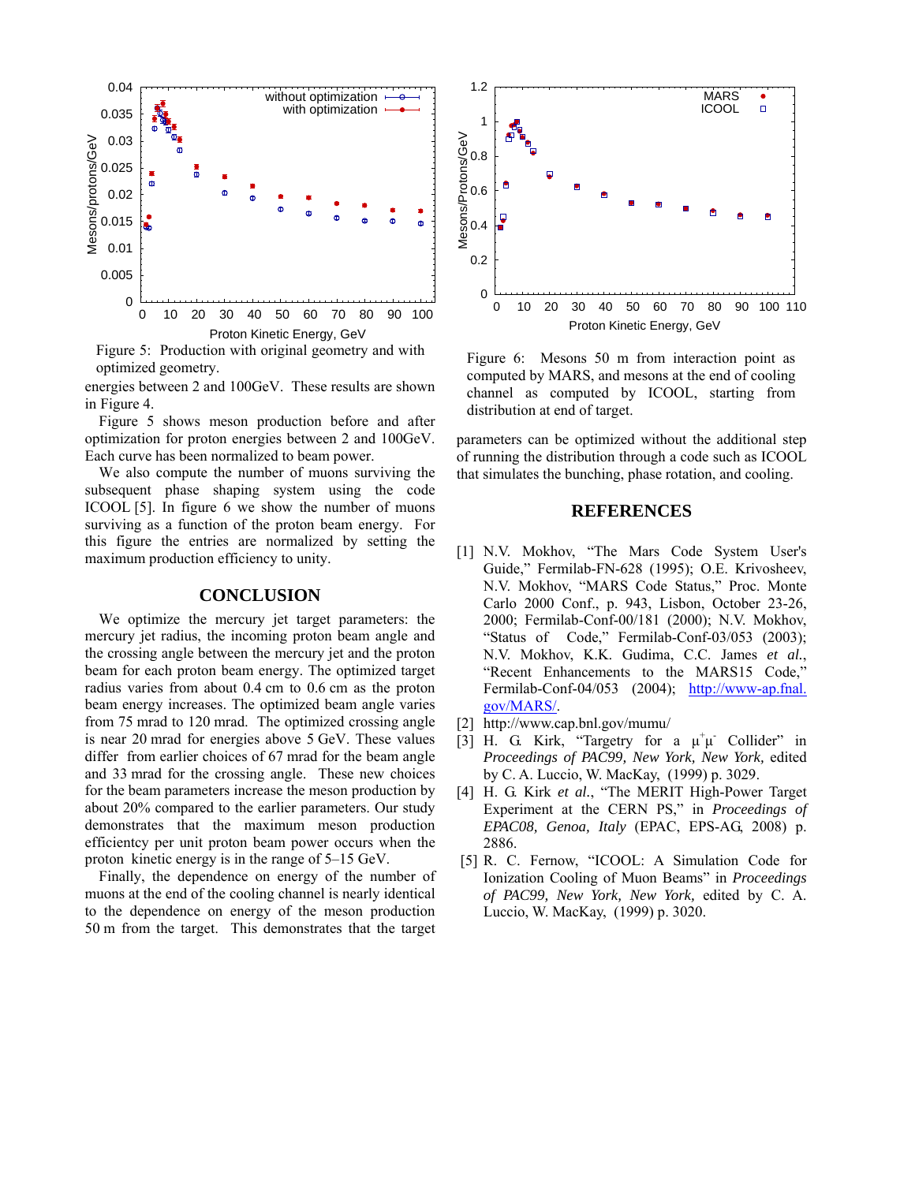0.04
0.035
0.03
0.025
0.02
0.015
0.01
0.005
0
Mesons/protons/GeV
0 10 20 30 40 50 60 70 80 90 100
Proton Kinetic Energy, GeV
without optimization
with optimization

Figure 5: Production with original geometry and with optimized geometry.

energies between 2 and 100GeV. These results are shown in Figure 4.

Figure 5 shows meson production before and after optimization for proton energies between 2 and 100GeV. Each curve has been normalized to beam power.

We also compute the number of muons surviving the subsequent phase shaping system using the code ICOOL [5]. In figure 6 we show the number of muons surviving as a function of the proton beam energy. For this figure the entries are normalized by setting the maximum production efficiency to unity.

## CONCLUSION

We optimize the mercury jet target parameters: the mercury jet radius, the incoming proton beam angle and the crossing angle between the mercury jet and the proton beam for each proton beam energy. The optimized target radius varies from about 0.4 cm to 0.6 cm as the proton beam energy increases. The optimized beam angle varies from 75 mrad to 120 mrad. The optimized crossing angle is near 20 mrad for energies above 5 GeV. These values differ from earlier choices of 67 mrad for the beam angle and 33 mrad for the crossing angle. These new choices for the beam parameters increase the meson production by about 20% compared to the earlier parameters. Our study demonstrates that the maximum meson production efficiency per unit proton beam power occurs when the proton kinetic energy is in the range of 5–15 GeV.

Finally, the dependence on energy of the number of muons at the end of the cooling channel is nearly identical to the dependence on energy of the meson production 50 m from the target. This demonstrates that the target

1.2
1
0.8
0.6
0.4
0.2
0
Mesons/Protons/GeV
0 10 20 30 40 50 60 70 80 90 100 110
Proton Kinetic Energy, GeV
MARS
ICOOL

Figure 6: Mesons 50 m from interaction point as computed by MARS, and mesons at the end of cooling channel as computed by ICOOL, starting from distribution at end of target.

parameters can be optimized without the additional step of running the distribution through a code such as ICOOL that simulates the bunching, phase rotation, and cooling.

## REFERENCES

[1] N.V. Mokhov, "The Mars Code System User's Guide," Fermilab-FN-628 (1995); O.E. Krivosheev, N.V. Mokhov, "MARS Code Status," Proc. Monte Carlo 2000 Conf., p. 943, Lisbon, October 23-26, 2000; Fermilab-Conf-00/181 (2000); N.V. Mokhov, "Status of Code," Fermilab-Conf-03/053 (2003); N.V. Mokhov, K.K. Gudima, C.C. James *et al.*, "Recent Enhancements to the MARS15 Code," Fermilab-Conf-04/053 (2004); http://www-ap.fnal.gov/MARS/.

[2] http://www.cap.bnl.gov/mumu/

[3] H. G. Kirk, "Targetry for a $\mu^+\mu^-$ Collider" in *Proceedings of PAC99, New York, New York,* edited by C. A. Luccio, W. MacKay, (1999) p. 3029.

[4] H. G. Kirk *et al.*, "The MERIT High-Power Target Experiment at the CERN PS," in *Proceedings of EPAC08, Genoa, Italy* (EPAC, EPS-AG, 2008) p. 2886.

[5] R. C. Fernow, "ICOOL: A Simulation Code for Ionization Cooling of Muon Beams" in *Proceedings of PAC99, New York, New York,* edited by C. A. Luccio, W. MacKay, (1999) p. 3020.